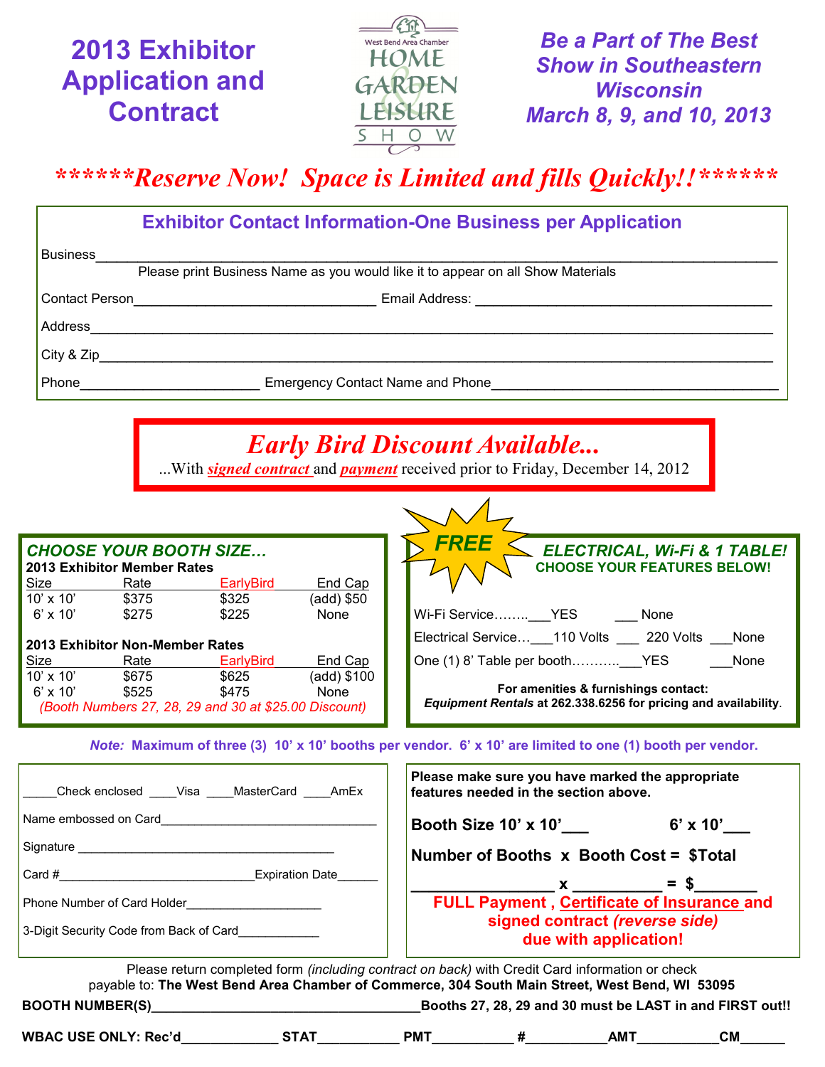# 2013 Exhibitor Application and Contract

West Bend Area Chamber
HOME GARDEN & LEISURE SHOW

***Be a Part of The Best Show in Southeastern Wisconsin***
***March 8, 9, and 10, 2013***

## ******Reserve Now! Space is Limited and fills Quickly!!******

### Exhibitor Contact Information-One Business per Application

Business_______________________________________________________________
Please print Business Name as you would like it to appear on all Show Materials

Contact Person_______________________________ Email Address: ___________________________________

Address_______________________________________________________________

City & Zip_______________________________________________________________

Phone______________________ Emergency Contact Name and Phone___________________________________

## *Early Bird Discount Available...*

...With ***signed contract*** and ***payment*** received prior to Friday, December 14, 2012

### *CHOOSE YOUR BOOTH SIZE…*

**2013 Exhibitor Member Rates**

| Size | Rate | EarlyBird | End Cap |
|---|---|---|---|
| 10' x 10' | $375 | $325 | (add) $50 |
| 6' x 10' | $275 | $225 | None |

**2013 Exhibitor Non-Member Rates**

| Size | Rate | EarlyBird | End Cap |
|---|---|---|---|
| 10' x 10' | $675 | $625 | (add) $100 |
| 6' x 10' | $525 | $475 | None |

*(Booth Numbers 27, 28, 29 and 30 at $25.00 Discount)*

### *FREE* *ELECTRICAL, Wi-Fi & 1 TABLE!*
**CHOOSE YOUR FEATURES BELOW!**

Wi-Fi Service……..___YES ___ None

Electrical Service…___110 Volts ___ 220 Volts ___None

One (1) 8' Table per booth………..___YES ___None

**For amenities & furnishings contact:**
***Equipment Rentals* at 262.338.6256 for pricing and availability.**

***Note:*** **Maximum of three (3) 10' x 10' booths per vendor. 6' x 10' are limited to one (1) booth per vendor.**

_____Check enclosed ____Visa ____MasterCard ____AmEx

Name embossed on Card_______________________________

Signature _____________________________________

Card #____________________________Expiration Date______

Phone Number of Card Holder____________________

3-Digit Security Code from Back of Card____________

**Please make sure you have marked the appropriate features needed in the section above.**

**Booth Size 10' x 10'___ 6' x 10'___**

**Number of Booths x Booth Cost = $Total**

**_______________ x __________ = $_______**

**FULL Payment , Certificate of Insurance and signed contract *(reverse side)* due with application!**

Please return completed form *(including contract on back)* with Credit Card information or check payable to: **The West Bend Area Chamber of Commerce, 304 South Main Street, West Bend, WI 53095**

**BOOTH NUMBER(S)__________________________________Booths 27, 28, 29 and 30 must be LAST in and FIRST out!!**

**WBAC USE ONLY: Rec'd_____________ STAT___________ PMT___________ #___________ AMT___________ CM______**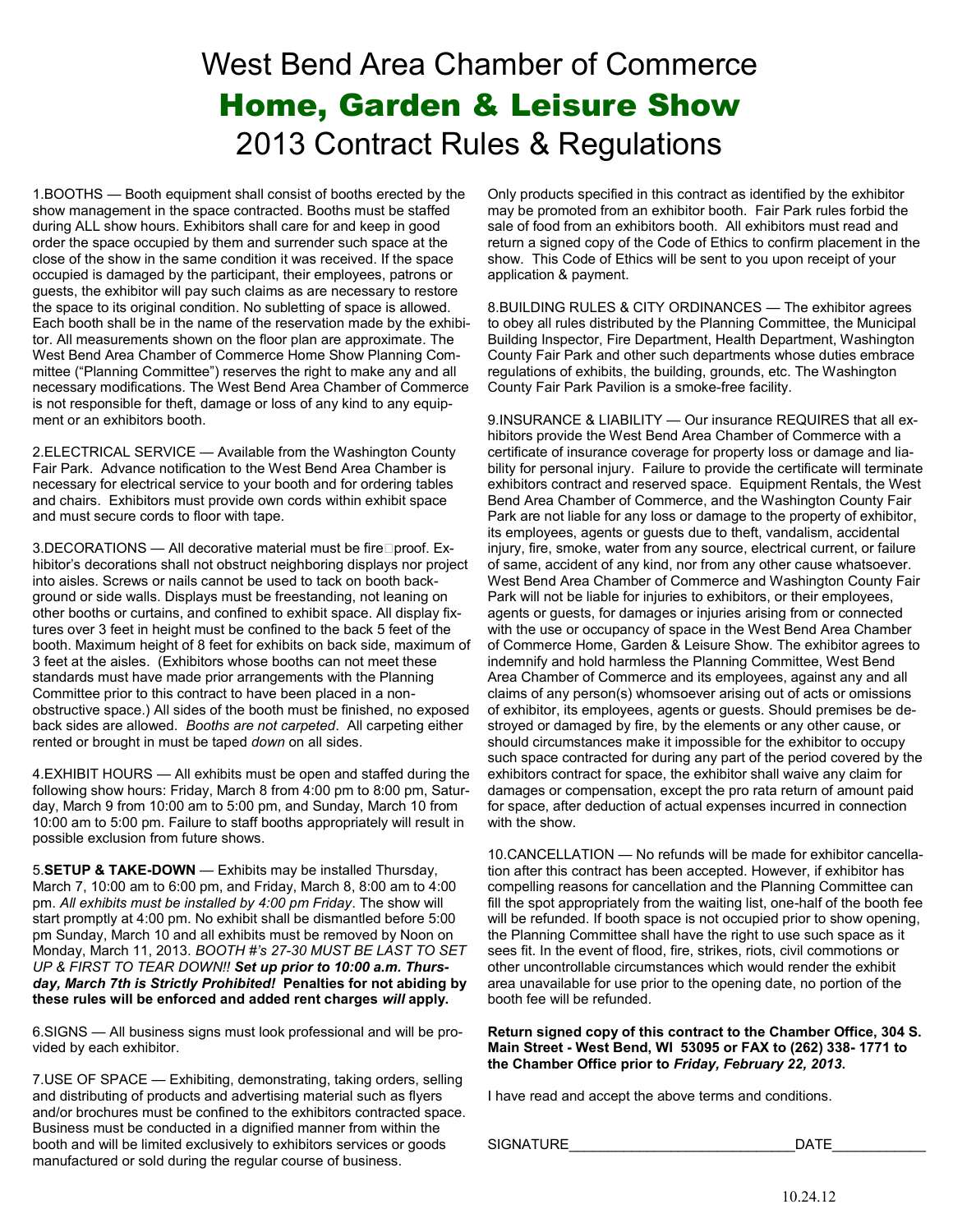# West Bend Area Chamber of Commerce

# Home, Garden & Leisure Show

# 2013 Contract Rules & Regulations

1.BOOTHS — Booth equipment shall consist of booths erected by the show management in the space contracted. Booths must be staffed during ALL show hours. Exhibitors shall care for and keep in good order the space occupied by them and surrender such space at the close of the show in the same condition it was received. If the space occupied is damaged by the participant, their employees, patrons or guests, the exhibitor will pay such claims as are necessary to restore the space to its original condition. No subletting of space is allowed. Each booth shall be in the name of the reservation made by the exhibitor. All measurements shown on the floor plan are approximate. The West Bend Area Chamber of Commerce Home Show Planning Committee ("Planning Committee") reserves the right to make any and all necessary modifications. The West Bend Area Chamber of Commerce is not responsible for theft, damage or loss of any kind to any equipment or an exhibitors booth.

2.ELECTRICAL SERVICE — Available from the Washington County Fair Park. Advance notification to the West Bend Area Chamber is necessary for electrical service to your booth and for ordering tables and chairs. Exhibitors must provide own cords within exhibit space and must secure cords to floor with tape.

3.DECORATIONS — All decorative material must be fire proof. Exhibitor's decorations shall not obstruct neighboring displays nor project into aisles. Screws or nails cannot be used to tack on both background or side walls. Displays must be freestanding, not leaning on other booths or curtains, and confined to exhibit space. All display fixtures over 3 feet in height must be confined to the back 5 feet of the booth. Maximum height of 8 feet for exhibits on back side, maximum of 3 feet at the aisles. (Exhibitors whose booths can not meet these standards must have made prior arrangements with the Planning Committee prior to this contract to have been placed in a non-obstructive space.) All sides of the booth must be finished, no exposed back sides are allowed. *Booths are not carpeted*. All carpeting either rented or brought in must be taped *down* on all sides.

4.EXHIBIT HOURS — All exhibits must be open and staffed during the following show hours: Friday, March 8 from 4:00 pm to 8:00 pm, Saturday, March 9 from 10:00 am to 5:00 pm, and Sunday, March 10 from 10:00 am to 5:00 pm. Failure to staff booths appropriately will result in possible exclusion from future shows.

5.**SETUP & TAKE-DOWN** — Exhibits may be installed Thursday, March 7, 10:00 am to 6:00 pm, and Friday, March 8, 8:00 am to 4:00 pm. *All exhibits must be installed by 4:00 pm Friday*. The show will start promptly at 4:00 pm. No exhibit shall be dismantled before 5:00 pm Sunday, March 10 and all exhibits must be removed by Noon on Monday, March 11, 2013. *BOOTH #'s 27-30 MUST BE LAST TO SET UP & FIRST TO TEAR DOWN!!* ***Set up prior to 10:00 a.m. Thursday, March 7th is Strictly Prohibited!*** **Penalties for not abiding by these rules will be enforced and added rent charges *will* apply.**

6.SIGNS — All business signs must look professional and will be provided by each exhibitor.

7.USE OF SPACE — Exhibiting, demonstrating, taking orders, selling and distributing of products and advertising material such as flyers and/or brochures must be confined to the exhibitors contracted space. Business must be conducted in a dignified manner from within the booth and will be limited exclusively to exhibitors services or goods manufactured or sold during the regular course of business. Only products specified in this contract as identified by the exhibitor may be promoted from an exhibitor booth. Fair Park rules forbid the sale of food from an exhibitors booth. All exhibitors must read and return a signed copy of the Code of Ethics to confirm placement in the show. This Code of Ethics will be sent to you upon receipt of your application & payment.

8.BUILDING RULES & CITY ORDINANCES — The exhibitor agrees to obey all rules distributed by the Planning Committee, the Municipal Building Inspector, Fire Department, Health Department, Washington County Fair Park and other such departments whose duties embrace regulations of exhibits, the building, grounds, etc. The Washington County Fair Park Pavilion is a smoke-free facility.

9.INSURANCE & LIABILITY — Our insurance REQUIRES that all exhibitors provide the West Bend Area Chamber of Commerce with a certificate of insurance coverage for property loss or damage and liability for personal injury. Failure to provide the certificate will terminate exhibitors contract and reserved space. Equipment Rentals, the West Bend Area Chamber of Commerce, and the Washington County Fair Park are not liable for any loss or damage to the property of exhibitor, its employees, agents or guests due to theft, vandalism, accidental injury, fire, smoke, water from any source, electrical current, or failure of same, accident of any kind, nor from any other cause whatsoever. West Bend Area Chamber of Commerce and Washington County Fair Park will not be liable for injuries to exhibitors, or their employees, agents or guests, for damages or injuries arising from or connected with the use or occupancy of space in the West Bend Area Chamber of Commerce Home, Garden & Leisure Show. The exhibitor agrees to indemnify and hold harmless the Planning Committee, West Bend Area Chamber of Commerce and its employees, against any and all claims of any person(s) whomsoever arising out of acts or omissions of exhibitor, its employees, agents or guests. Should premises be destroyed or damaged by fire, by the elements or any other cause, or should circumstances make it impossible for the exhibitor to occupy such space contracted for during any part of the period covered by the exhibitors contract for space, the exhibitor shall waive any claim for damages or compensation, except the pro rata return of amount paid for space, after deduction of actual expenses incurred in connection with the show.

10.CANCELLATION — No refunds will be made for exhibitor cancellation after this contract has been accepted. However, if exhibitor has compelling reasons for cancellation and the Planning Committee can fill the spot appropriately from the waiting list, one-half of the booth fee will be refunded. If booth space is not occupied prior to show opening, the Planning Committee shall have the right to use such space as it sees fit. In the event of flood, fire, strikes, riots, civil commotions or other uncontrollable circumstances which would render the exhibit area unavailable for use prior to the opening date, no portion of the booth fee will be refunded.

**Return signed copy of this contract to the Chamber Office, 304 S. Main Street - West Bend, WI 53095 or FAX to (262) 338- 1771 to the Chamber Office prior to *Friday, February 22, 2013*.**

I have read and accept the above terms and conditions.

SIGNATURE_____________________________DATE____________

10.24.12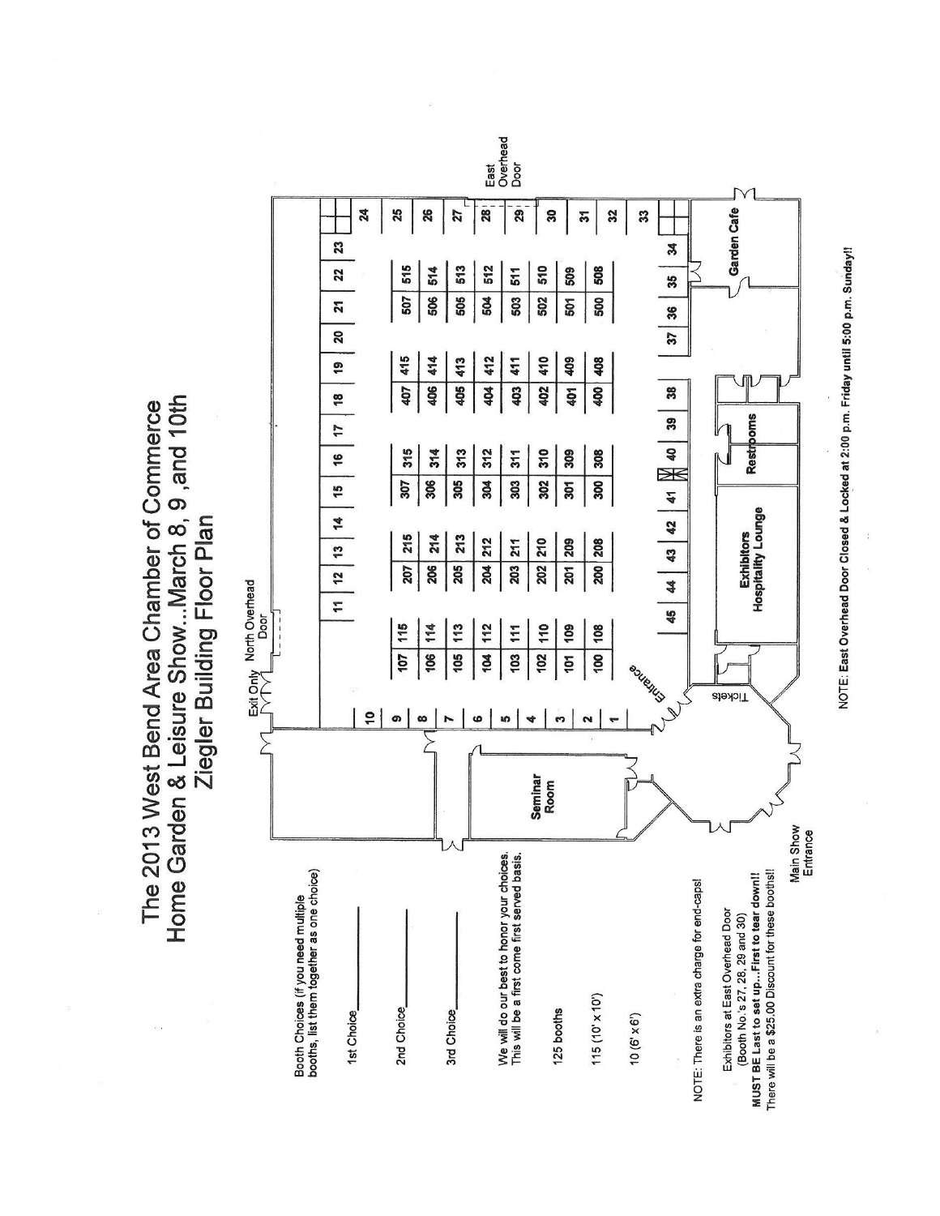# The 2013 West Bend Area Chamber of Commerce Home Garden & Leisure Show...March 8, 9, and 10th

## Ziegler Building Floor Plan

Booth Choices (if you need multiple booths, list them together as one choice)

1st Choice\_\_\_\_\_\_\_\_\_\_\_\_\_\_\_\_

2nd Choice\_\_\_\_\_\_\_\_\_\_\_\_\_\_\_\_

3rd Choice\_\_\_\_\_\_\_\_\_\_\_\_\_\_\_\_

We will do our best to honor your choices. This will be a first come first served basis.

125 booths

115 (10' x 10')

10 (6' x 6')

NOTE: There is an extra charge for end-caps!

Exhibitors at East Overhead Door (Booth No.'s 27, 28, 29 and 30) **MUST BE Last to set up...First to tear down!!** There will be a $25.00 Discount for these booths!!

Main Show Entrance

Seminar Room

Tickets

Entrance

Exit Only

North Overhead Door

East Overhead Door

Exhibitors Hospitality Lounge

Restrooms

Garden Cafe

1 2 3 4 5 6 7 8 9 10

11 12 13 14 15 16 17 18 19 20 21 22 23

24 25 26 27 28 29 30 31 32 33

34 35 36 37 38 39 40 41 42 43 44 45

100 101 102 103 104 105 106 107 108 109 110 111 112 113 114 115

200 201 202 203 204 205 206 207 208 209 210 211 212 213 214 215

300 301 302 303 304 305 306 307 308 309 310 311 312 313 314 315

400 401 402 403 404 405 406 407 408 409 410 411 412 413 414 415

500 501 502 503 504 505 506 507 508 509 510 511 512 513 514 515

NOTE: **East Overhead Door Closed & Locked at 2:00 p.m. Friday until 5:00 p.m. Sunday!!**